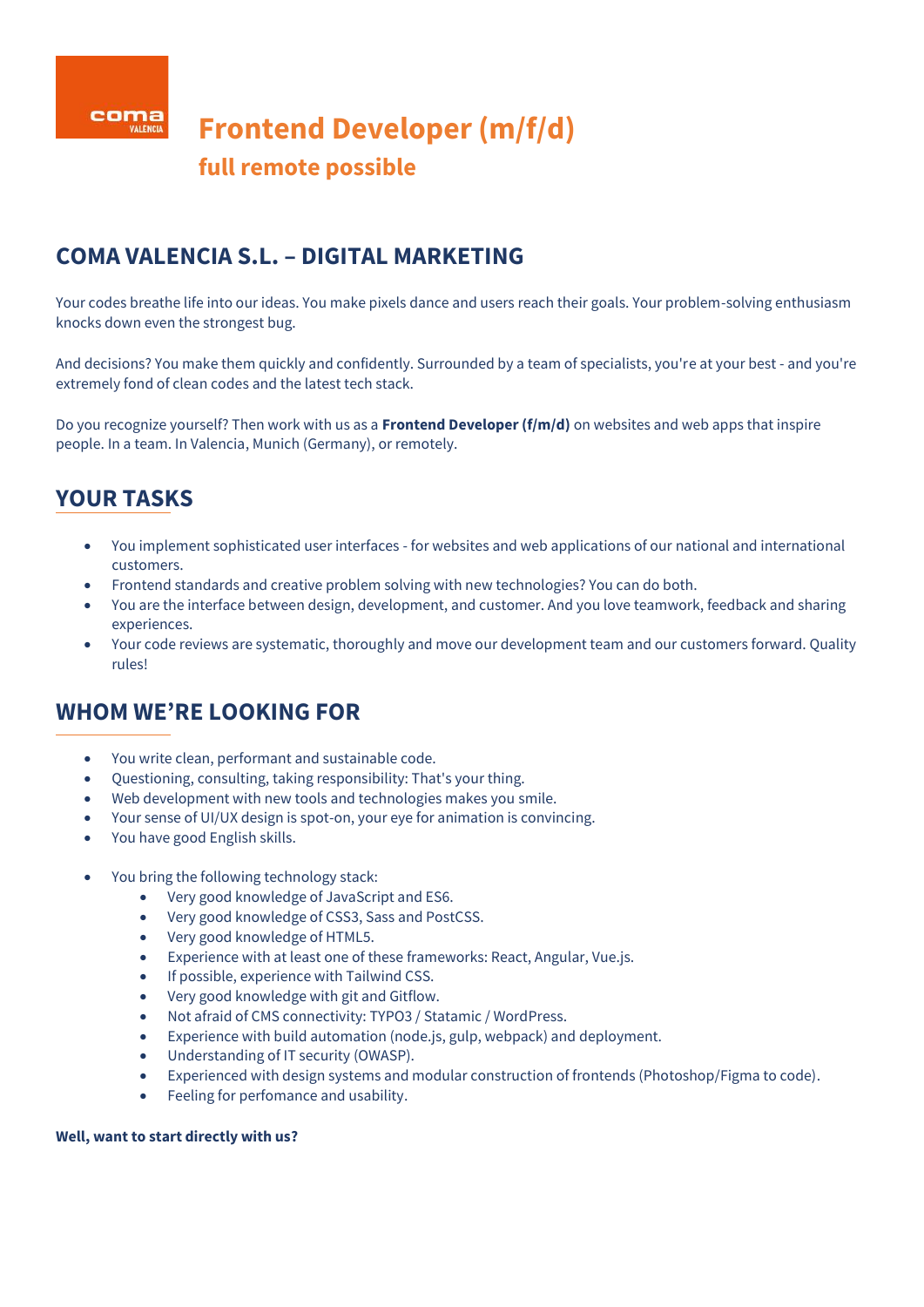coma VALENCIA

# Frontend Developer (m/f/d)

## full remote possible

## COMA VALENCIA S.L. – DIGITAL MARKETING

Your codes breathe life into our ideas. You make pixels dance and users reach their goals. Your problem-solving enthusiasm knocks down even the strongest bug.

And decisions? You make them quickly and confidently. Surrounded by a team of specialists, you're at your best - and you're extremely fond of clean codes and the latest tech stack.

Do you recognize yourself? Then work with us as a **Frontend Developer (f/m/d)** on websites and web apps that inspire people. In a team. In Valencia, Munich (Germany), or remotely.

## YOUR TASKS

- You implement sophisticated user interfaces - for websites and web applications of our national and international customers.
- Frontend standards and creative problem solving with new technologies? You can do both.
- You are the interface between design, development, and customer. And you love teamwork, feedback and sharing experiences.
- Your code reviews are systematic, thoroughly and move our development team and our customers forward. Quality rules!

## WHOM WE'RE LOOKING FOR

- You write clean, performant and sustainable code.
- Questioning, consulting, taking responsibility: That's your thing.
- Web development with new tools and technologies makes you smile.
- Your sense of UI/UX design is spot-on, your eye for animation is convincing.
- You have good English skills.

- You bring the following technology stack:
  - Very good knowledge of JavaScript and ES6.
  - Very good knowledge of CSS3, Sass and PostCSS.
  - Very good knowledge of HTML5.
  - Experience with at least one of these frameworks: React, Angular, Vue.js.
  - If possible, experience with Tailwind CSS.
  - Very good knowledge with git and Gitflow.
  - Not afraid of CMS connectivity: TYPO3 / Statamic / WordPress.
  - Experience with build automation (node.js, gulp, webpack) and deployment.
  - Understanding of IT security (OWASP).
  - Experienced with design systems and modular construction of frontends (Photoshop/Figma to code).
  - Feeling for perfomance and usability.

**Well, want to start directly with us?**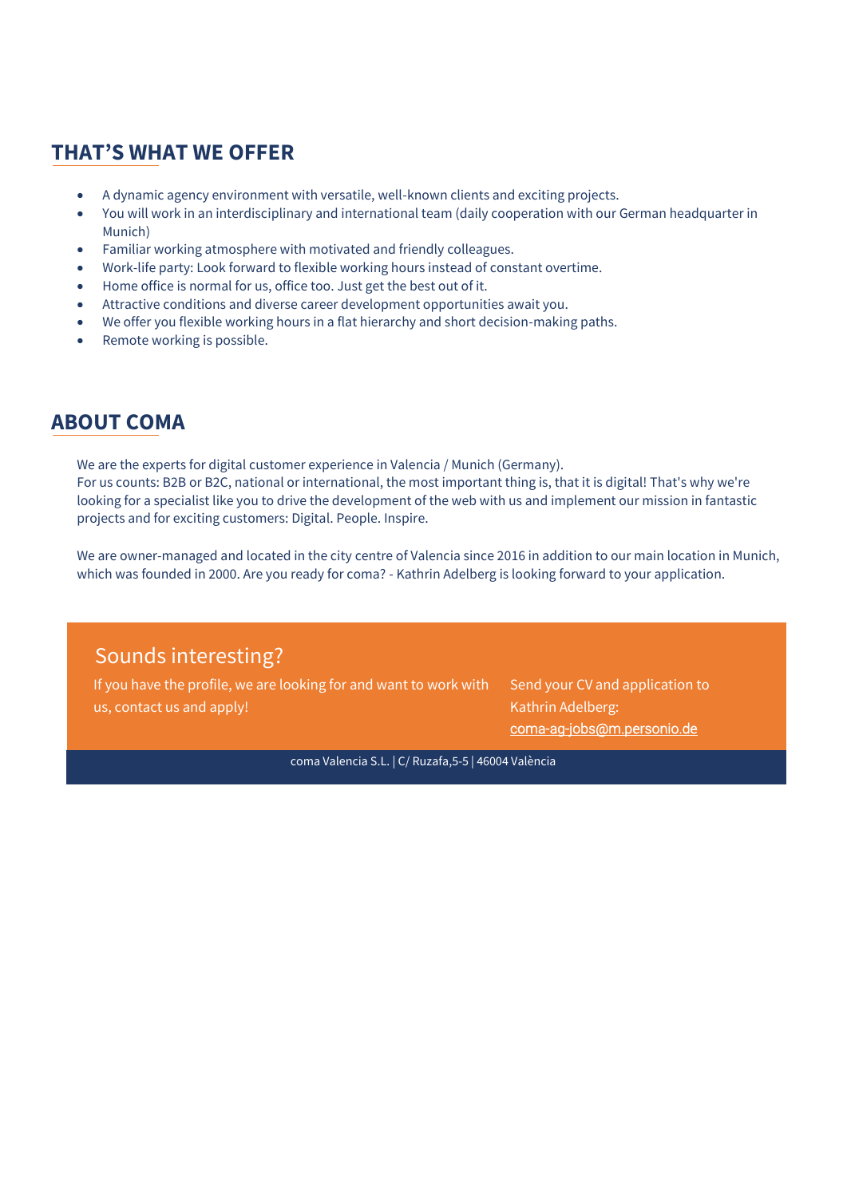## THAT'S WHAT WE OFFER

- A dynamic agency environment with versatile, well-known clients and exciting projects.
- You will work in an interdisciplinary and international team (daily cooperation with our German headquarter in Munich)
- Familiar working atmosphere with motivated and friendly colleagues.
- Work-life party: Look forward to flexible working hours instead of constant overtime.
- Home office is normal for us, office too. Just get the best out of it.
- Attractive conditions and diverse career development opportunities await you.
- We offer you flexible working hours in a flat hierarchy and short decision-making paths.
- Remote working is possible.

## ABOUT COMA

We are the experts for digital customer experience in Valencia / Munich (Germany).
For us counts: B2B or B2C, national or international, the most important thing is, that it is digital! That's why we're looking for a specialist like you to drive the development of the web with us and implement our mission in fantastic projects and for exciting customers: Digital. People. Inspire.

We are owner-managed and located in the city centre of Valencia since 2016 in addition to our main location in Munich, which was founded in 2000. Are you ready for coma? - Kathrin Adelberg is looking forward to your application.

### Sounds interesting?

If you have the profile, we are looking for and want to work with us, contact us and apply!

Send your CV and application to Kathrin Adelberg: coma-ag-jobs@m.personio.de

coma Valencia S.L. | C/ Ruzafa,5-5 | 46004 València